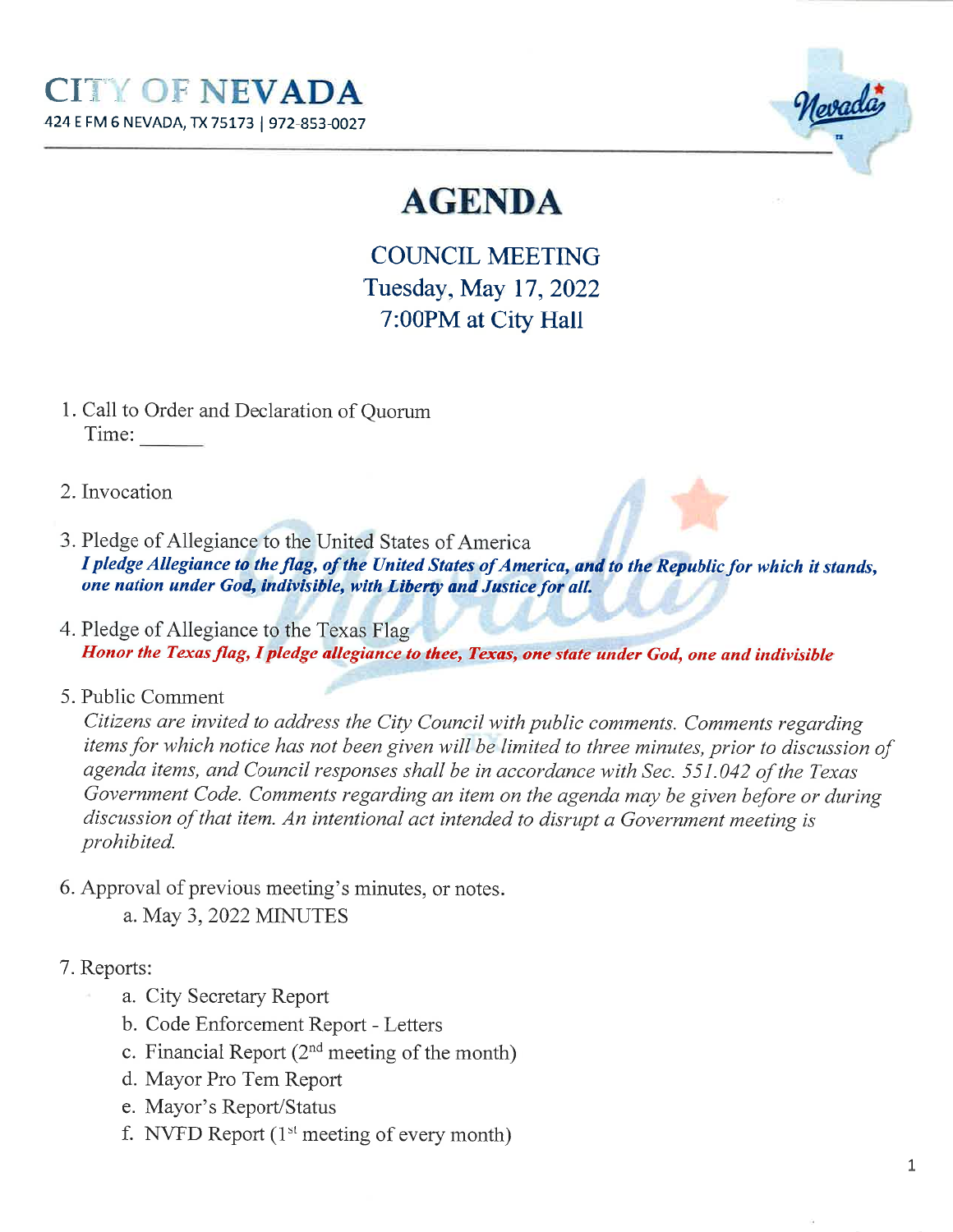# CITY OF NEVADA

424 E FM 6 NEVADA, TX 75173 | 972-853-0027

## AGENDA

### COUNCIL MEETING
### Tuesday, May 17, 2022
### 7:00PM at City Hall

1. Call to Order and Declaration of Quorum
   Time: ______

2. Invocation

3. Pledge of Allegiance to the United States of America
   ***I pledge Allegiance to the flag, of the United States of America, and to the Republic for which it stands, one nation under God, indivisible, with Liberty and Justice for all.***

4. Pledge of Allegiance to the Texas Flag
   ***Honor the Texas flag, I pledge allegiance to thee, Texas, one state under God, one and indivisible***

5. Public Comment
   *Citizens are invited to address the City Council with public comments. Comments regarding items for which notice has not been given will be limited to three minutes, prior to discussion of agenda items, and Council responses shall be in accordance with Sec. 551.042 of the Texas Government Code. Comments regarding an item on the agenda may be given before or during discussion of that item. An intentional act intended to disrupt a Government meeting is prohibited.*

6. Approval of previous meeting's minutes, or notes.
   a. May 3, 2022 MINUTES

7. Reports:
   a. City Secretary Report
   b. Code Enforcement Report - Letters
   c. Financial Report (2nd meeting of the month)
   d. Mayor Pro Tem Report
   e. Mayor's Report/Status
   f. NVFD Report (1st meeting of every month)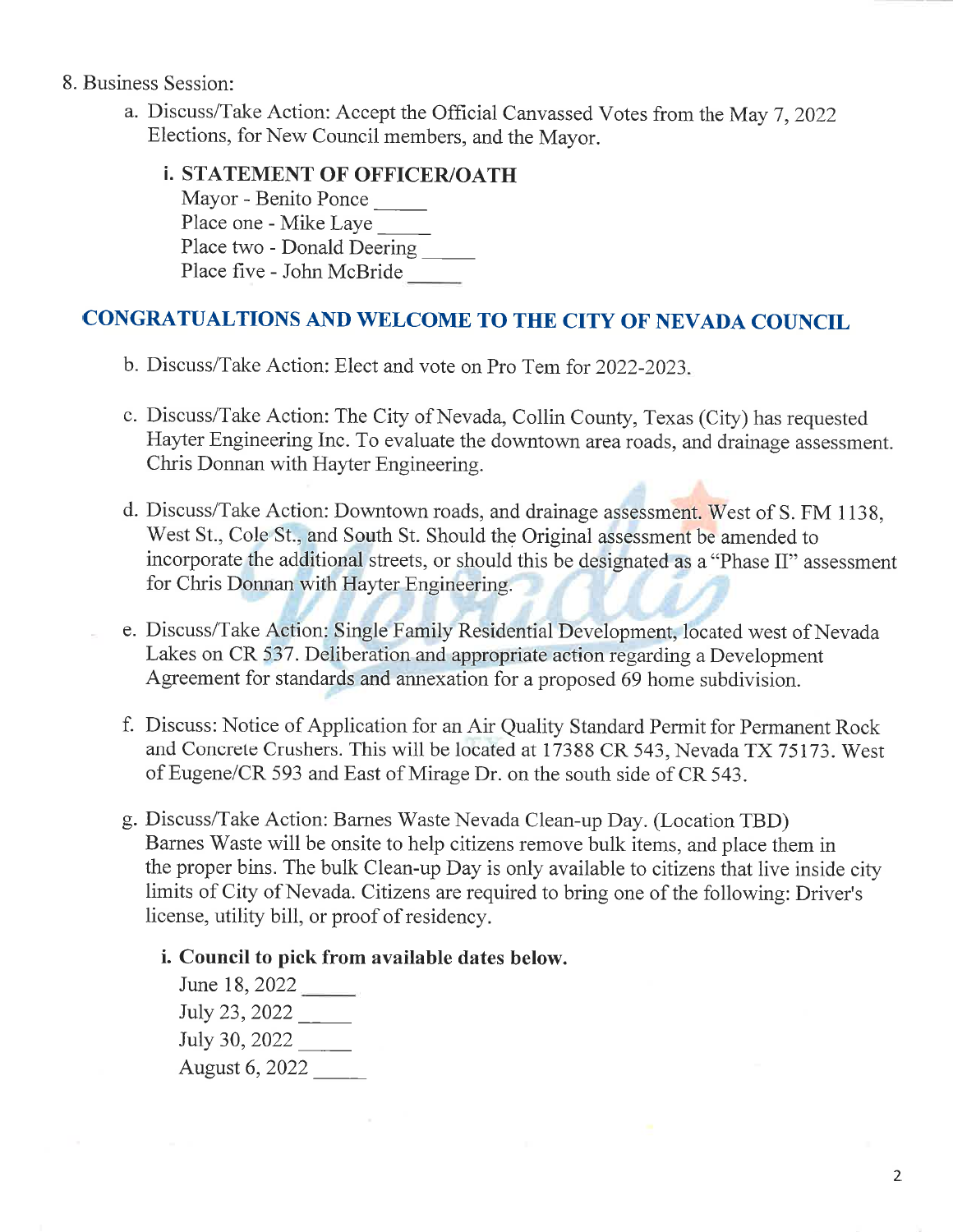8. Business Session:
   a. Discuss/Take Action: Accept the Official Canvassed Votes from the May 7, 2022 Elections, for New Council members, and the Mayor.

      **i. STATEMENT OF OFFICER/OATH**

      Mayor - Benito Ponce _____
      Place one - Mike Laye _____
      Place two - Donald Deering _____
      Place five - John McBride _____

## CONGRATUALTIONS AND WELCOME TO THE CITY OF NEVADA COUNCIL

   b. Discuss/Take Action: Elect and vote on Pro Tem for 2022-2023.

   c. Discuss/Take Action: The City of Nevada, Collin County, Texas (City) has requested Hayter Engineering Inc. To evaluate the downtown area roads, and drainage assessment. Chris Donnan with Hayter Engineering.

   d. Discuss/Take Action: Downtown roads, and drainage assessment. West of S. FM 1138, West St., Cole St., and South St. Should the Original assessment be amended to incorporate the additional streets, or should this be designated as a "Phase II" assessment for Chris Donnan with Hayter Engineering.

   e. Discuss/Take Action: Single Family Residential Development, located west of Nevada Lakes on CR 537. Deliberation and appropriate action regarding a Development Agreement for standards and annexation for a proposed 69 home subdivision.

   f. Discuss: Notice of Application for an Air Quality Standard Permit for Permanent Rock and Concrete Crushers. This will be located at 17388 CR 543, Nevada TX 75173. West of Eugene/CR 593 and East of Mirage Dr. on the south side of CR 543.

   g. Discuss/Take Action: Barnes Waste Nevada Clean-up Day. (Location TBD) Barnes Waste will be onsite to help citizens remove bulk items, and place them in the proper bins. The bulk Clean-up Day is only available to citizens that live inside city limits of City of Nevada. Citizens are required to bring one of the following: Driver's license, utility bill, or proof of residency.

      **i. Council to pick from available dates below.**

      June 18, 2022 _____
      July 23, 2022 _____
      July 30, 2022 _____
      August 6, 2022 _____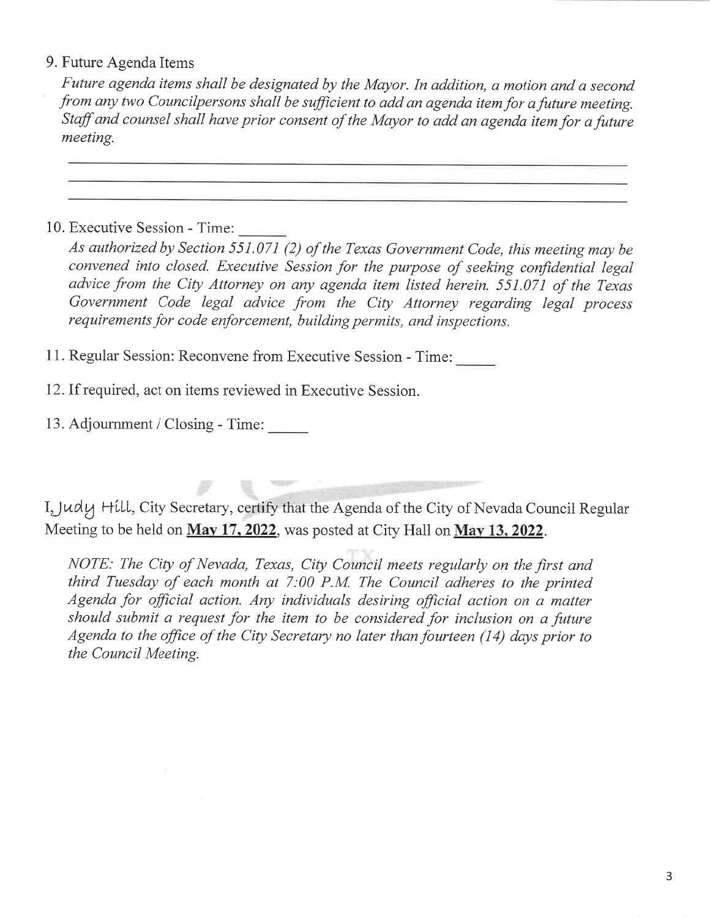9. Future Agenda Items

   *Future agenda items shall be designated by the Mayor. In addition, a motion and a second from any two Councilpersons shall be sufficient to add an agenda item for a future meeting. Staff and counsel shall have prior consent of the Mayor to add an agenda item for a future meeting.*

   ______________________________________________________________________________

   ______________________________________________________________________________

   ______________________________________________________________________________

10. Executive Session - Time: ______

    *As authorized by Section 551.071 (2) of the Texas Government Code, this meeting may be convened into closed. Executive Session for the purpose of seeking confidential legal advice from the City Attorney on any agenda item listed herein. 551.071 of the Texas Government Code legal advice from the City Attorney regarding legal process requirements for code enforcement, building permits, and inspections.*

11. Regular Session: Reconvene from Executive Session - Time: _____

12. If required, act on items reviewed in Executive Session.

13. Adjournment / Closing - Time: _____

I, Judy Hill, City Secretary, certify that the Agenda of the City of Nevada Council Regular Meeting to be held on **May 17, 2022**, was posted at City Hall on **May 13, 2022**.

> *NOTE: The City of Nevada, Texas, City Council meets regularly on the first and third Tuesday of each month at 7:00 P.M. The Council adheres to the printed Agenda for official action. Any individuals desiring official action on a matter should submit a request for the item to be considered for inclusion on a future Agenda to the office of the City Secretary no later than fourteen (14) days prior to the Council Meeting.*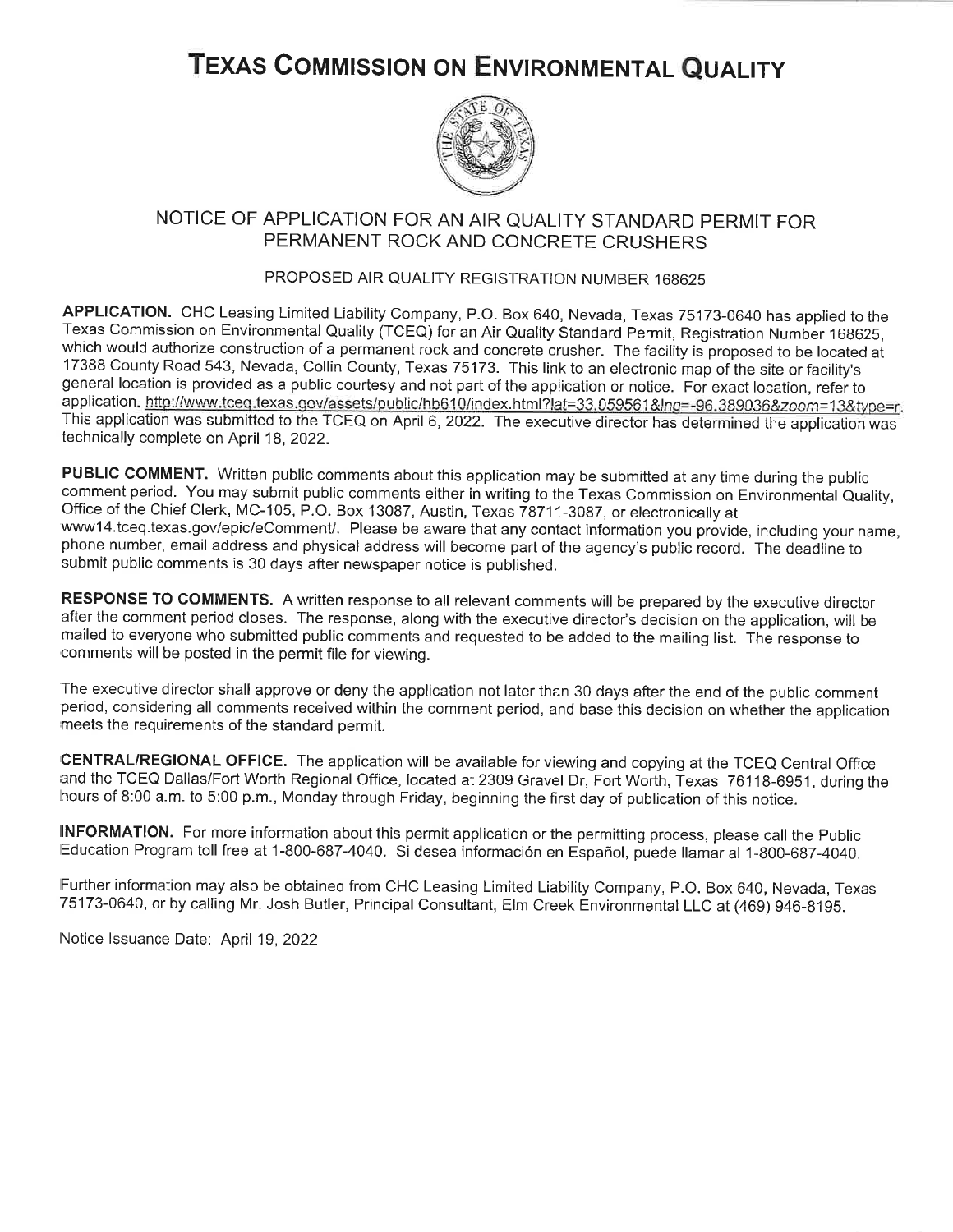# TEXAS COMMISSION ON ENVIRONMENTAL QUALITY

## NOTICE OF APPLICATION FOR AN AIR QUALITY STANDARD PERMIT FOR PERMANENT ROCK AND CONCRETE CRUSHERS

PROPOSED AIR QUALITY REGISTRATION NUMBER 168625

**APPLICATION.** CHC Leasing Limited Liability Company, P.O. Box 640, Nevada, Texas 75173-0640 has applied to the Texas Commission on Environmental Quality (TCEQ) for an Air Quality Standard Permit, Registration Number 168625, which would authorize construction of a permanent rock and concrete crusher. The facility is proposed to be located at 17388 County Road 543, Nevada, Collin County, Texas 75173. This link to an electronic map of the site or facility's general location is provided as a public courtesy and not part of the application or notice. For exact location, refer to application. http://www.tceq.texas.gov/assets/public/hb610/index.html?lat=33.059561&lng=-96.389036&zoom=13&type=r. This application was submitted to the TCEQ on April 6, 2022. The executive director has determined the application was technically complete on April 18, 2022.

**PUBLIC COMMENT.** Written public comments about this application may be submitted at any time during the public comment period. You may submit public comments either in writing to the Texas Commission on Environmental Quality, Office of the Chief Clerk, MC-105, P.O. Box 13087, Austin, Texas 78711-3087, or electronically at www14.tceq.texas.gov/epic/eComment/. Please be aware that any contact information you provide, including your name, phone number, email address and physical address will become part of the agency's public record. The deadline to submit public comments is 30 days after newspaper notice is published.

**RESPONSE TO COMMENTS.** A written response to all relevant comments will be prepared by the executive director after the comment period closes. The response, along with the executive director's decision on the application, will be mailed to everyone who submitted public comments and requested to be added to the mailing list. The response to comments will be posted in the permit file for viewing.

The executive director shall approve or deny the application not later than 30 days after the end of the public comment period, considering all comments received within the comment period, and base this decision on whether the application meets the requirements of the standard permit.

**CENTRAL/REGIONAL OFFICE.** The application will be available for viewing and copying at the TCEQ Central Office and the TCEQ Dallas/Fort Worth Regional Office, located at 2309 Gravel Dr, Fort Worth, Texas 76118-6951, during the hours of 8:00 a.m. to 5:00 p.m., Monday through Friday, beginning the first day of publication of this notice.

**INFORMATION.** For more information about this permit application or the permitting process, please call the Public Education Program toll free at 1-800-687-4040. Si desea información en Español, puede llamar al 1-800-687-4040.

Further information may also be obtained from CHC Leasing Limited Liability Company, P.O. Box 640, Nevada, Texas 75173-0640, or by calling Mr. Josh Butler, Principal Consultant, Elm Creek Environmental LLC at (469) 946-8195.

Notice Issuance Date: April 19, 2022